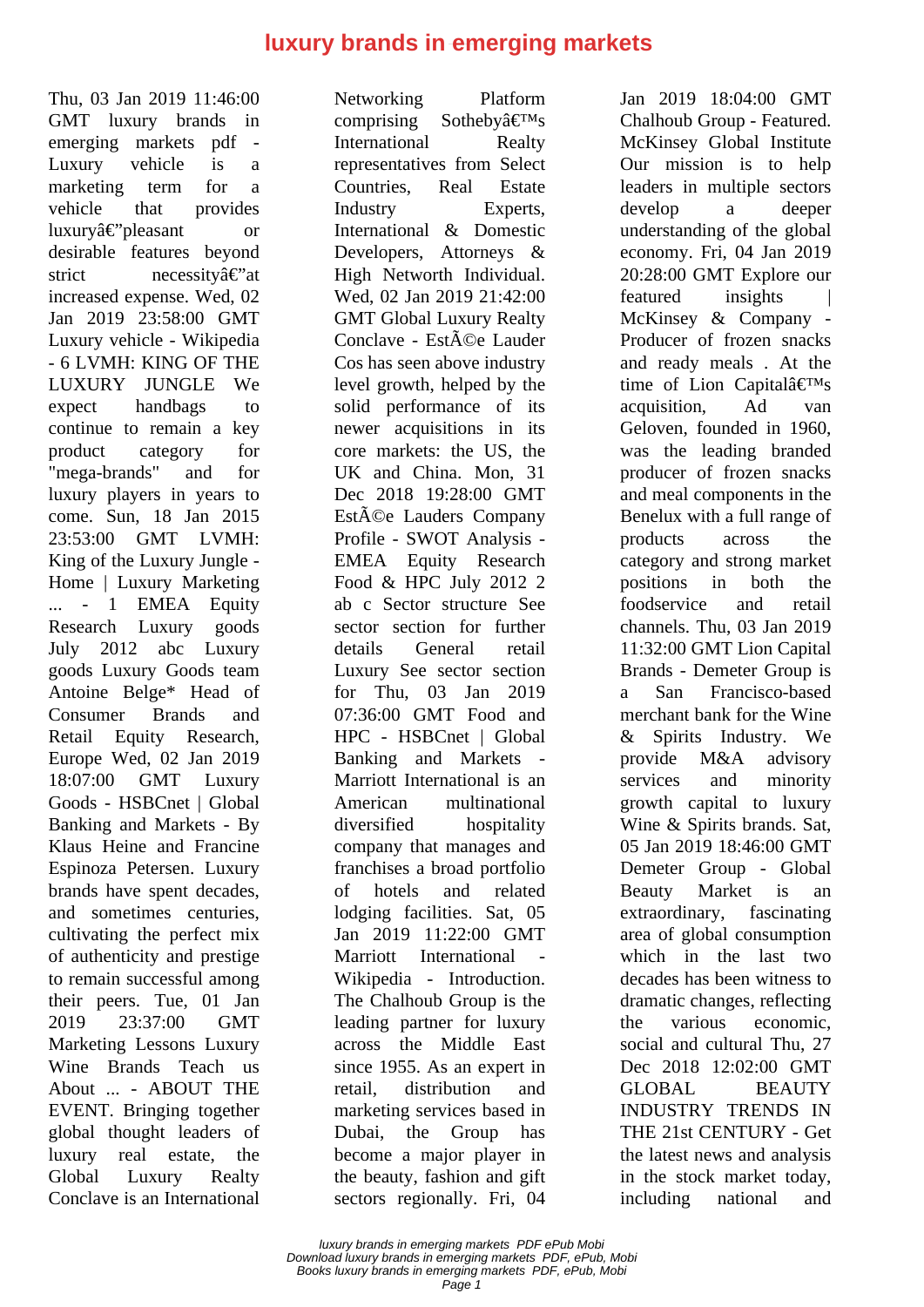# luxury brands in emerging markets

Thu, 03 Jan 2019 11:46:00 GMT luxury brands in emerging markets pdf - Luxury vehicle is a marketing term for a vehicle that provides luxuryâ€"pleasant or desirable features beyond strict necessityâ€"at increased expense. Wed, 02 Jan 2019 23:58:00 GMT Luxury vehicle - Wikipedia - 6 LVMH: KING OF THE LUXURY JUNGLE We expect handbags to continue to remain a key product category for "mega-brands" and for luxury players in years to come. Sun, 18 Jan 2015 23:53:00 GMT LVMH: King of the Luxury Jungle - Home | Luxury Marketing ... - 1 EMEA Equity Research Luxury goods July 2012 abc Luxury goods Luxury Goods team Antoine Belge* Head of Consumer Brands and Retail Equity Research, Europe Wed, 02 Jan 2019 18:07:00 GMT Luxury Goods - HSBCnet | Global Banking and Markets - By Klaus Heine and Francine Espinoza Petersen. Luxury brands have spent decades, and sometimes centuries, cultivating the perfect mix of authenticity and prestige to remain successful among their peers. Tue, 01 Jan 2019 23:37:00 GMT Marketing Lessons Luxury Wine Brands Teach us About ... - ABOUT THE EVENT. Bringing together global thought leaders of luxury real estate, the Global Luxury Realty Conclave is an International Networking Platform comprising Sothebyâ€™s International Realty representatives from Select Countries, Real Estate Industry Experts, International & Domestic Developers, Attorneys & High Networth Individual. Wed, 02 Jan 2019 21:42:00 GMT Global Luxury Realty Conclave - EstÃ©e Lauder Cos has seen above industry level growth, helped by the solid performance of its newer acquisitions in its core markets: the US, the UK and China. Mon, 31 Dec 2018 19:28:00 GMT EstÃ©e Lauders Company Profile - SWOT Analysis - EMEA Equity Research Food & HPC July 2012 2 ab c Sector structure See sector section for further details General retail Luxury See sector section for Thu, 03 Jan 2019 07:36:00 GMT Food and HPC - HSBCnet | Global Banking and Markets - Marriott International is an American multinational diversified hospitality company that manages and franchises a broad portfolio of hotels and related lodging facilities. Sat, 05 Jan 2019 11:22:00 GMT Marriott International - Wikipedia - Introduction. The Chalhoub Group is the leading partner for luxury across the Middle East since 1955. As an expert in retail, distribution and marketing services based in Dubai, the Group has become a major player in the beauty, fashion and gift sectors regionally. Fri, 04 Jan 2019 18:04:00 GMT Chalhoub Group - Featured. McKinsey Global Institute Our mission is to help leaders in multiple sectors develop a deeper understanding of the global economy. Fri, 04 Jan 2019 20:28:00 GMT Explore our featured insights | McKinsey & Company - Producer of frozen snacks and ready meals . At the time of Lion Capitalâ€™s acquisition, Ad van Geloven, founded in 1960, was the leading branded producer of frozen snacks and meal components in the Benelux with a full range of products across the category and strong market positions in both the foodservice and retail channels. Thu, 03 Jan 2019 11:32:00 GMT Lion Capital Brands - Demeter Group is a San Francisco-based merchant bank for the Wine & Spirits Industry. We provide M&A advisory services and minority growth capital to luxury Wine & Spirits brands. Sat, 05 Jan 2019 18:46:00 GMT Demeter Group - Global Beauty Market is an extraordinary, fascinating area of global consumption which in the last two decades has been witness to dramatic changes, reflecting the various economic, social and cultural Thu, 27 Dec 2018 12:02:00 GMT GLOBAL BEAUTY INDUSTRY TRENDS IN THE 21st CENTURY - Get the latest news and analysis in the stock market today, including national and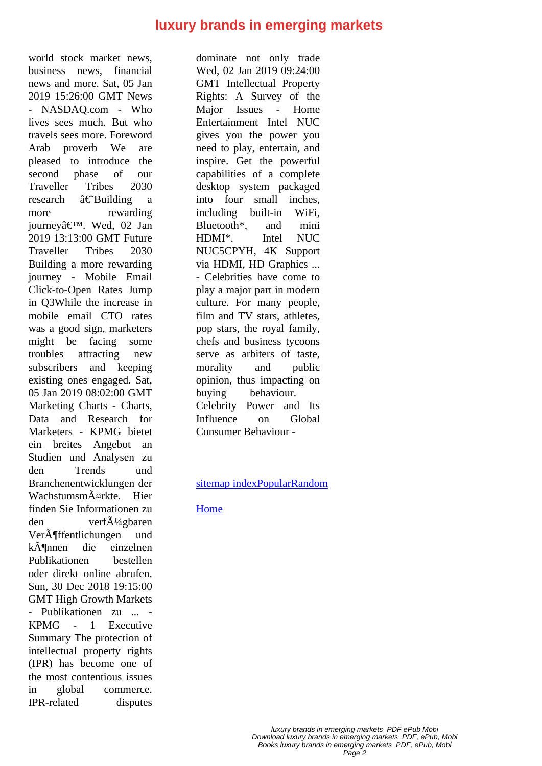world stock market news, business news, financial news and more. Sat, 05 Jan 2019 15:26:00 GMT News - NASDAQ.com - Who lives sees much. But who travels sees more. Foreword Arab proverb We are pleased to introduce the second phase of our Traveller Tribes 2030 research â€˜Building a more rewarding journeyâ€™. Wed, 02 Jan 2019 13:13:00 GMT Future Traveller Tribes 2030 Building a more rewarding journey - Mobile Email Click-to-Open Rates Jump in Q3While the increase in mobile email CTO rates was a good sign, marketers might be facing some troubles attracting new subscribers and keeping existing ones engaged. Sat, 05 Jan 2019 08:02:00 GMT Marketing Charts - Charts, Data and Research for Marketers - KPMG bietet ein breites Angebot an Studien und Analysen zu den Trends und Branchenentwicklungen der WachstumsmÃ¤rkte. Hier finden Sie Informationen zu den verfÃ¼gbaren VerÃ¶ffentlichungen und kÃ¶nnen die einzelnen Publikationen bestellen oder direkt online abrufen. Sun, 30 Dec 2018 19:15:00 GMT High Growth Markets - Publikationen zu ... - KPMG - 1 Executive Summary The protection of intellectual property rights (IPR) has become one of the most contentious issues in global commerce. IPR-related disputes dominate not only trade Wed, 02 Jan 2019 09:24:00 GMT Intellectual Property Rights: A Survey of the Major Issues - Home Entertainment Intel NUC gives you the power you need to play, entertain, and inspire. Get the powerful capabilities of a complete desktop system packaged into four small inches, including built-in WiFi, Bluetooth*, and mini HDMI*. Intel NUC NUC5CPYH, 4K Support via HDMI, HD Graphics ... - Celebrities have come to play a major part in modern culture. For many people, film and TV stars, athletes, pop stars, the royal family, chefs and business tycoons serve as arbiters of taste, morality and public opinion, thus impacting on buying behaviour. Celebrity Power and Its Influence on Global Consumer Behaviour -

sitemap indexPopularRandom

Home